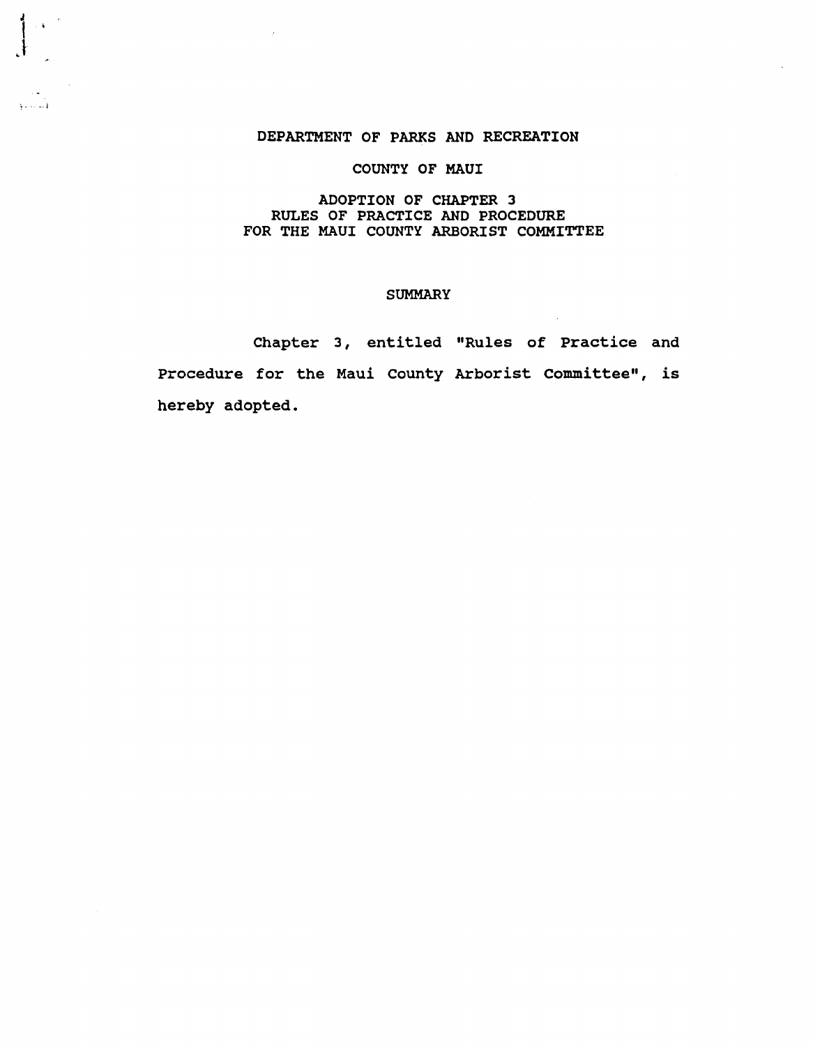# DEPARTMENT OF PARKS AND RECREATION

## COUNTY OF MAUI

## ADOPTION OF CHAPTER 3 RULES OF PRACTICE AND PROCEDURE FOR THE MAUI COUNTY ARBORIST COMMITTEE

### SUMMARY

Chapter 3, entitled "Rules of Practice and Procedure for the Maui County Arborist Committee", is hereby adopted.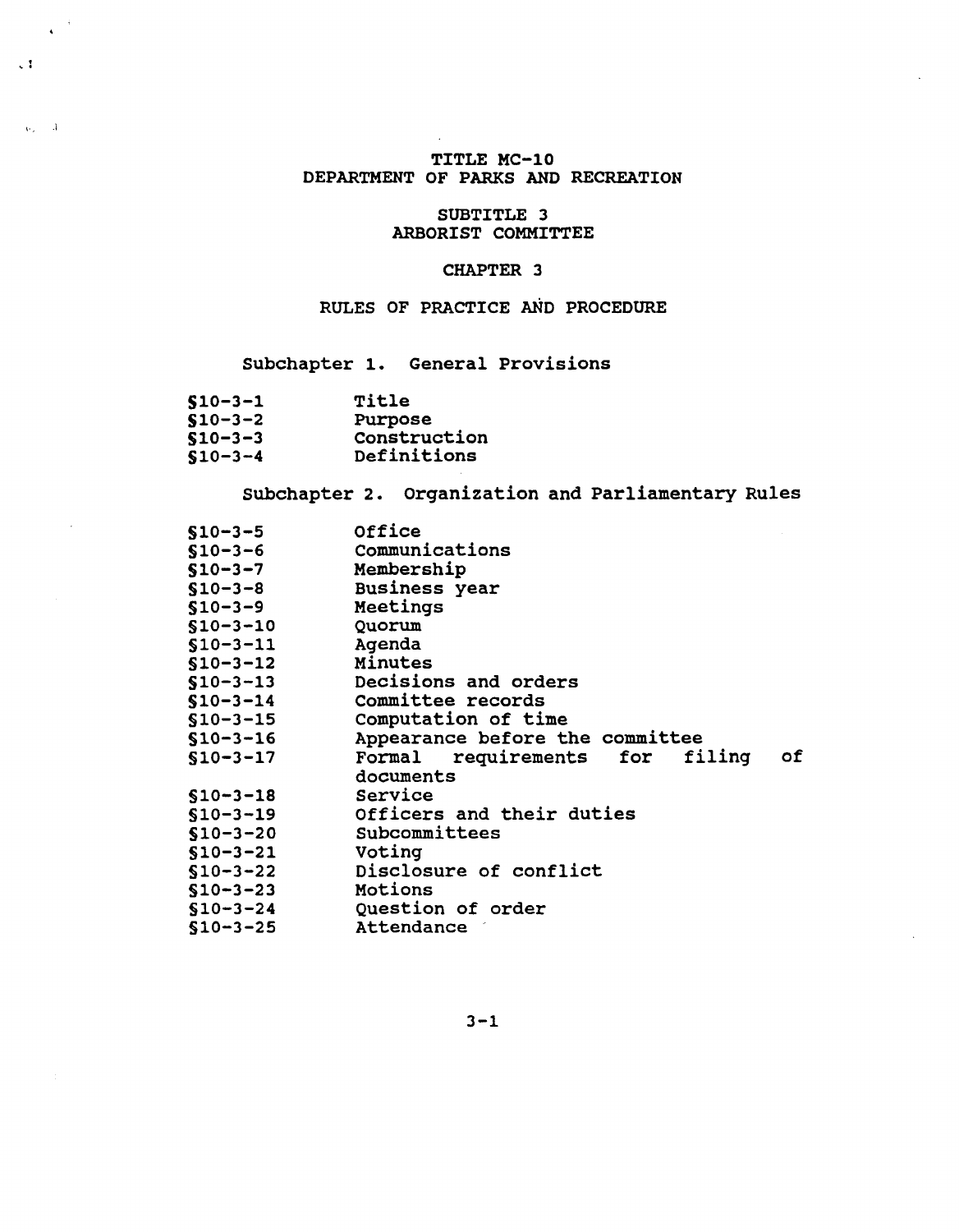# TITLE MC-10
# DEPARTMENT OF PARKS AND RECREATION

## SUBTITLE 3
## ARBORIST COMMITTEE

### CHAPTER 3

### RULES OF PRACTICE AND PROCEDURE

#### Subchapter 1. General Provisions

| | |
|---|---|
| §10-3-1 | Title |
| §10-3-2 | Purpose |
| §10-3-3 | Construction |
| §10-3-4 | Definitions |

#### Subchapter 2. Organization and Parliamentary Rules

| | |
|---|---|
| §10-3-5 | Office |
| §10-3-6 | Communications |
| §10-3-7 | Membership |
| §10-3-8 | Business year |
| §10-3-9 | Meetings |
| §10-3-10 | Quorum |
| §10-3-11 | Agenda |
| §10-3-12 | Minutes |
| §10-3-13 | Decisions and orders |
| §10-3-14 | Committee records |
| §10-3-15 | Computation of time |
| §10-3-16 | Appearance before the committee |
| §10-3-17 | Formal requirements for filing of documents |
| §10-3-18 | Service |
| §10-3-19 | Officers and their duties |
| §10-3-20 | Subcommittees |
| §10-3-21 | Voting |
| §10-3-22 | Disclosure of conflict |
| §10-3-23 | Motions |
| §10-3-24 | Question of order |
| §10-3-25 | Attendance |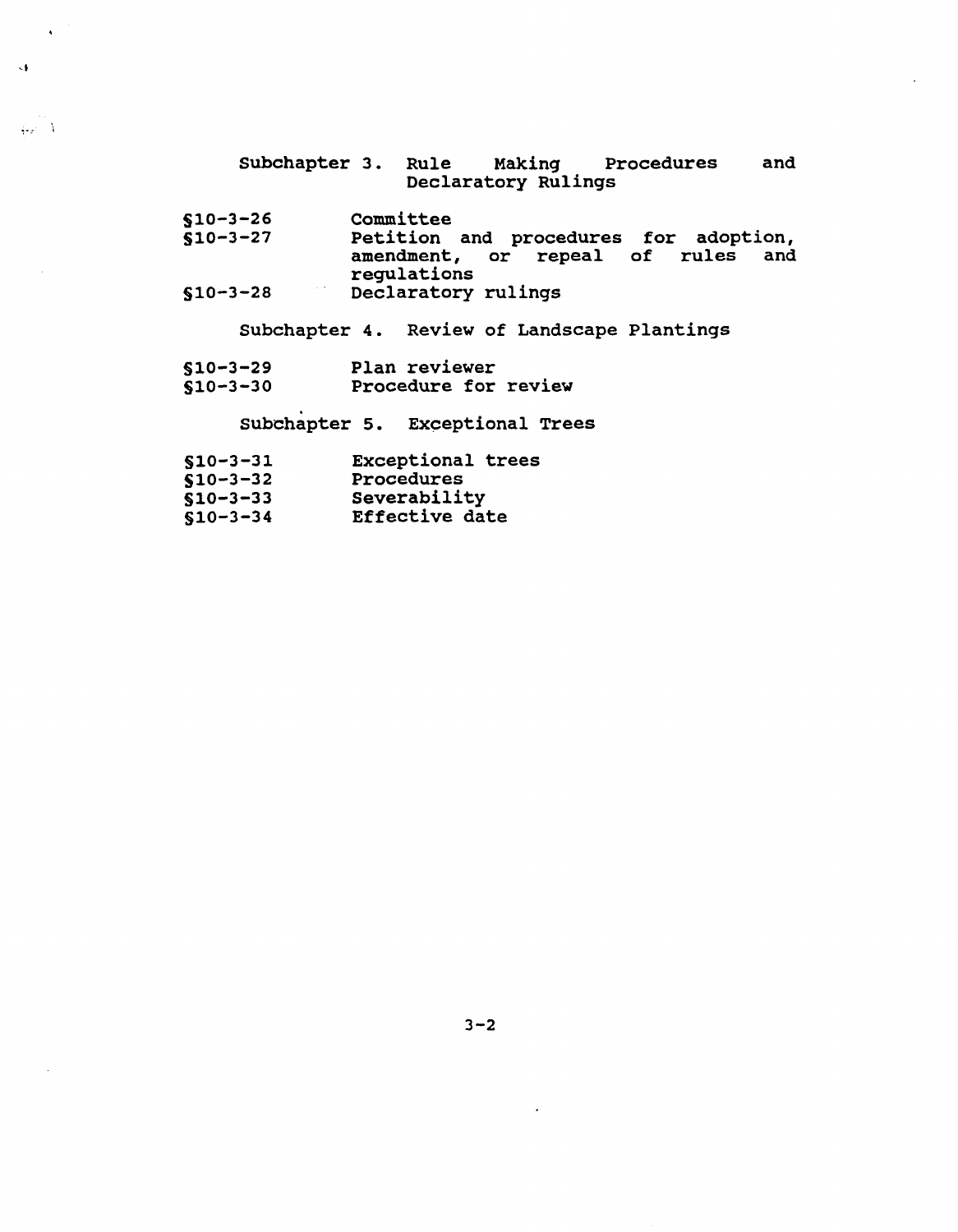Subchapter 3. Rule Making Procedures and Declaratory Rulings

§10-3-26 Committee
§10-3-27 Petition and procedures for adoption, amendment, or repeal of rules and regulations
§10-3-28 Declaratory rulings

Subchapter 4. Review of Landscape Plantings

§10-3-29 Plan reviewer
§10-3-30 Procedure for review

Subchapter 5. Exceptional Trees

§10-3-31 Exceptional trees
§10-3-32 Procedures
§10-3-33 Severability
§10-3-34 Effective date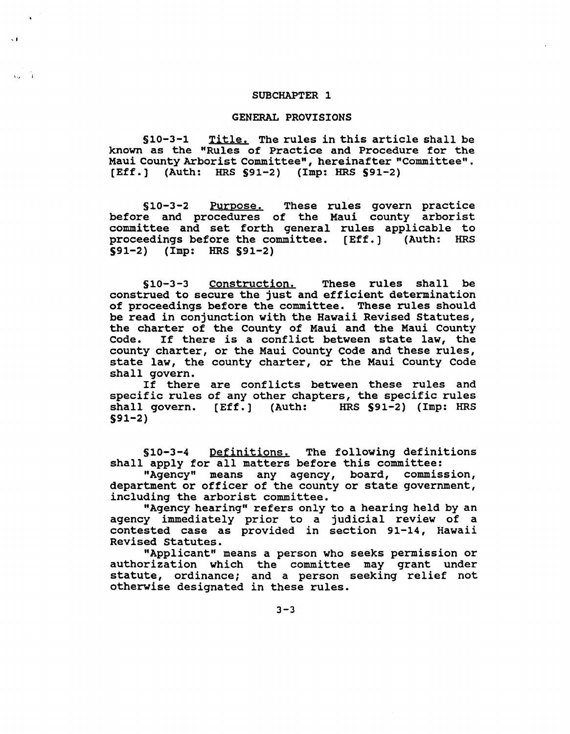## SUBCHAPTER 1

## GENERAL PROVISIONS

§10-3-1 Title. The rules in this article shall be known as the "Rules of Practice and Procedure for the Maui County Arborist Committee", hereinafter "Committee". [Eff.] (Auth: HRS §91-2) (Imp: HRS §91-2)

§10-3-2 Purpose. These rules govern practice before and procedures of the Maui county arborist committee and set forth general rules applicable to proceedings before the committee. [Eff.] (Auth: HRS §91-2) (Imp: HRS §91-2)

§10-3-3 Construction. These rules shall be construed to secure the just and efficient determination of proceedings before the committee. These rules should be read in conjunction with the Hawaii Revised Statutes, the charter of the County of Maui and the Maui County Code. If there is a conflict between state law, the county charter, or the Maui County Code and these rules, state law, the county charter, or the Maui County Code shall govern.

If there are conflicts between these rules and specific rules of any other chapters, the specific rules shall govern. [Eff.] (Auth: HRS §91-2) (Imp: HRS §91-2)

§10-3-4 Definitions. The following definitions shall apply for all matters before this committee:

"Agency" means any agency, board, commission, department or officer of the county or state government, including the arborist committee.

"Agency hearing" refers only to a hearing held by an agency immediately prior to a judicial review of a contested case as provided in section 91-14, Hawaii Revised Statutes.

"Applicant" means a person who seeks permission or authorization which the committee may grant under statute, ordinance; and a person seeking relief not otherwise designated in these rules.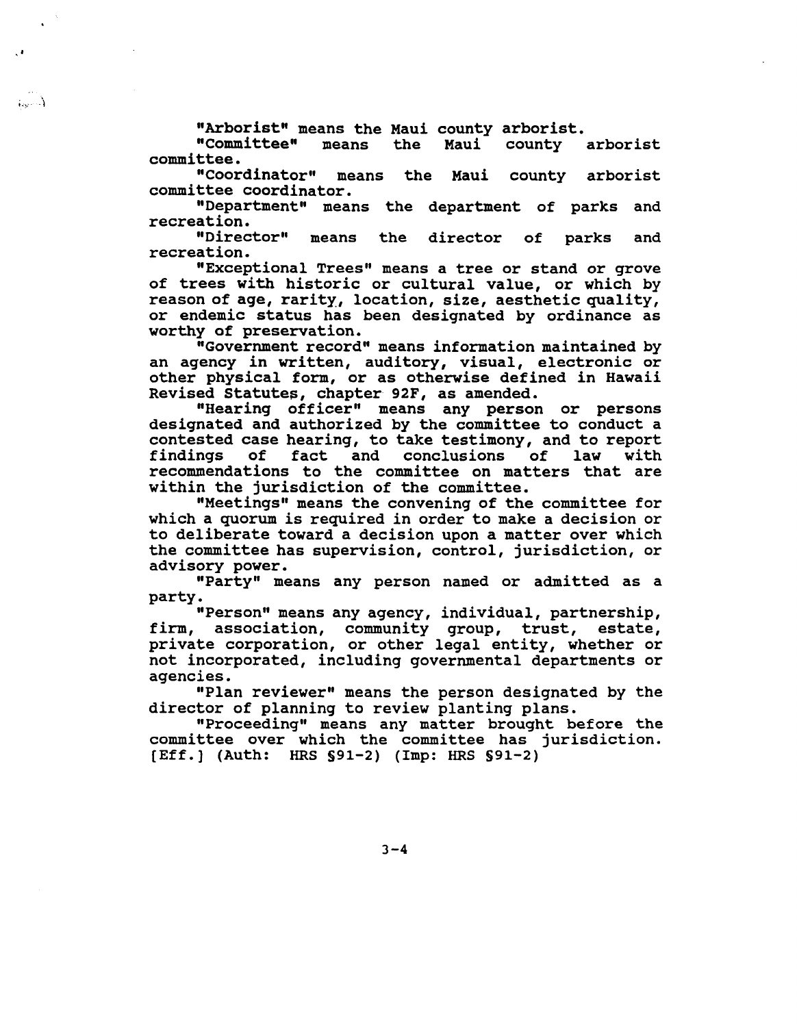"Arborist" means the Maui county arborist.

"Committee" means the Maui county arborist committee.

"Coordinator" means the Maui county arborist committee coordinator.

"Department" means the department of parks and recreation.

"Director" means the director of parks and recreation.

"Exceptional Trees" means a tree or stand or grove of trees with historic or cultural value, or which by reason of age, rarity, location, size, aesthetic quality, or endemic status has been designated by ordinance as worthy of preservation.

"Government record" means information maintained by an agency in written, auditory, visual, electronic or other physical form, or as otherwise defined in Hawaii Revised Statutes, chapter 92F, as amended.

"Hearing officer" means any person or persons designated and authorized by the committee to conduct a contested case hearing, to take testimony, and to report findings of fact and conclusions of law with recommendations to the committee on matters that are within the jurisdiction of the committee.

"Meetings" means the convening of the committee for which a quorum is required in order to make a decision or to deliberate toward a decision upon a matter over which the committee has supervision, control, jurisdiction, or advisory power.

"Party" means any person named or admitted as a party.

"Person" means any agency, individual, partnership, firm, association, community group, trust, estate, private corporation, or other legal entity, whether or not incorporated, including governmental departments or agencies.

"Plan reviewer" means the person designated by the director of planning to review planting plans.

"Proceeding" means any matter brought before the committee over which the committee has jurisdiction. [Eff.] (Auth: HRS §91-2) (Imp: HRS §91-2)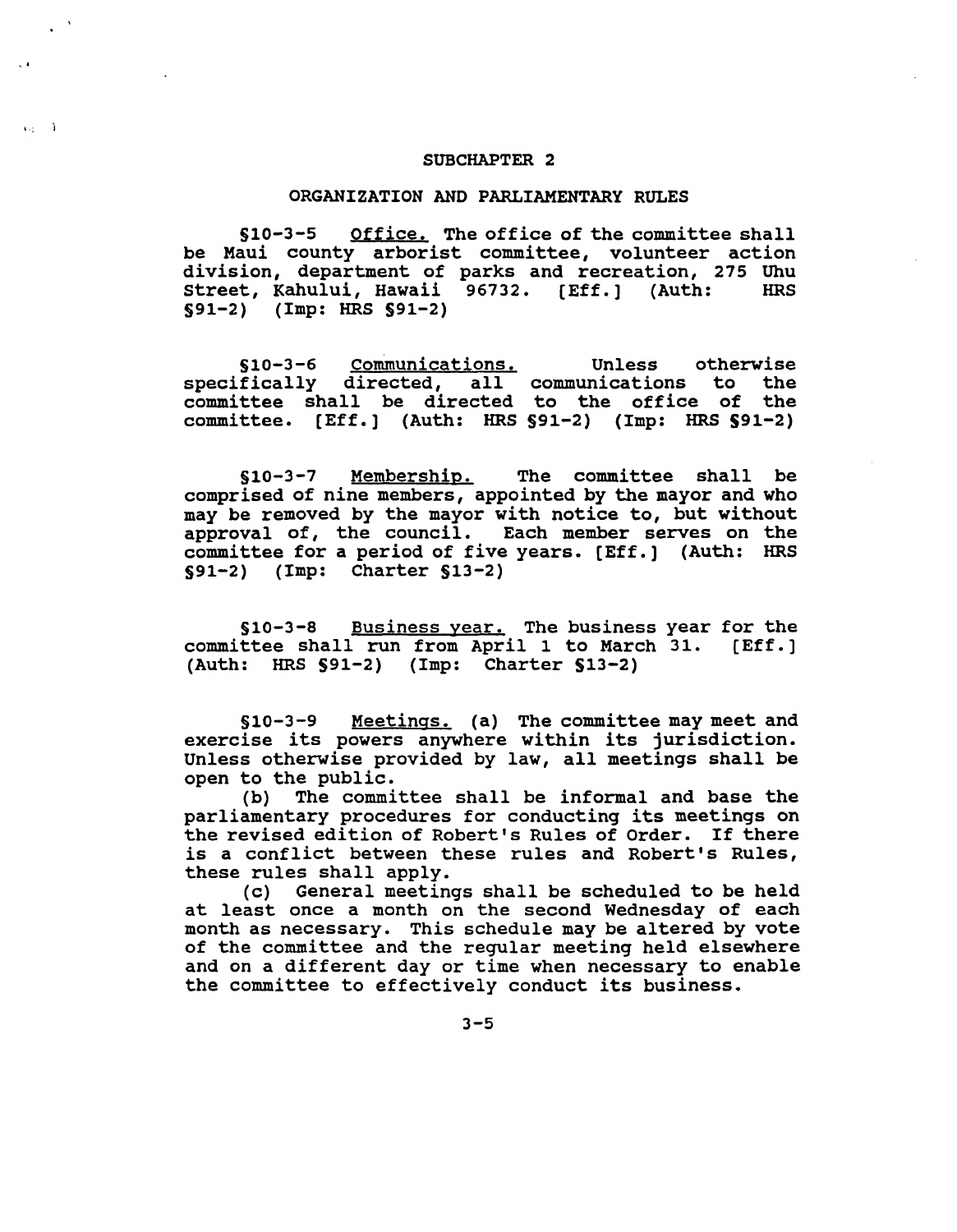## SUBCHAPTER 2

### ORGANIZATION AND PARLIAMENTARY RULES

§10-3-5 Office. The office of the committee shall be Maui county arborist committee, volunteer action division, department of parks and recreation, 275 Uhu Street, Kahului, Hawaii 96732. [Eff.] (Auth: HRS §91-2) (Imp: HRS §91-2)

§10-3-6 Communications. Unless otherwise specifically directed, all communications to the committee shall be directed to the office of the committee. [Eff.] (Auth: HRS §91-2) (Imp: HRS §91-2)

§10-3-7 Membership. The committee shall be comprised of nine members, appointed by the mayor and who may be removed by the mayor with notice to, but without approval of, the council. Each member serves on the committee for a period of five years. [Eff.] (Auth: HRS §91-2) (Imp: Charter §13-2)

§10-3-8 Business year. The business year for the committee shall run from April 1 to March 31. [Eff.] (Auth: HRS §91-2) (Imp: Charter §13-2)

§10-3-9 Meetings. (a) The committee may meet and exercise its powers anywhere within its jurisdiction. Unless otherwise provided by law, all meetings shall be open to the public.

(b) The committee shall be informal and base the parliamentary procedures for conducting its meetings on the revised edition of Robert's Rules of Order. If there is a conflict between these rules and Robert's Rules, these rules shall apply.

(c) General meetings shall be scheduled to be held at least once a month on the second Wednesday of each month as necessary. This schedule may be altered by vote of the committee and the regular meeting held elsewhere and on a different day or time when necessary to enable the committee to effectively conduct its business.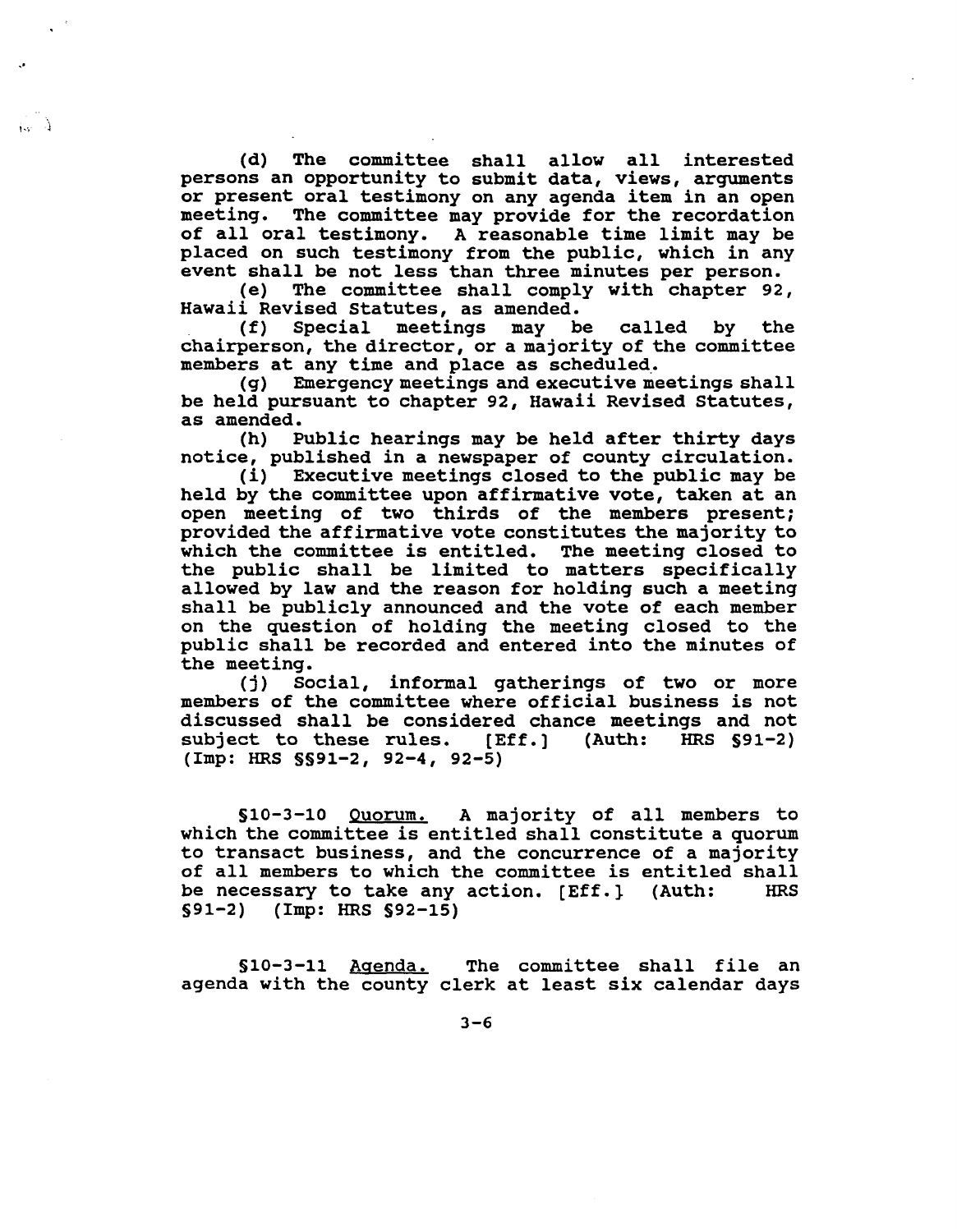(d) The committee shall allow all interested persons an opportunity to submit data, views, arguments or present oral testimony on any agenda item in an open meeting. The committee may provide for the recordation of all oral testimony. A reasonable time limit may be placed on such testimony from the public, which in any event shall be not less than three minutes per person.

(e) The committee shall comply with chapter 92, Hawaii Revised Statutes, as amended.

(f) Special meetings may be called by the chairperson, the director, or a majority of the committee members at any time and place as scheduled.

(g) Emergency meetings and executive meetings shall be held pursuant to chapter 92, Hawaii Revised Statutes, as amended.

(h) Public hearings may be held after thirty days notice, published in a newspaper of county circulation.

(i) Executive meetings closed to the public may be held by the committee upon affirmative vote, taken at an open meeting of two thirds of the members present; provided the affirmative vote constitutes the majority to which the committee is entitled. The meeting closed to the public shall be limited to matters specifically allowed by law and the reason for holding such a meeting shall be publicly announced and the vote of each member on the question of holding the meeting closed to the public shall be recorded and entered into the minutes of the meeting.

(j) Social, informal gatherings of two or more members of the committee where official business is not discussed shall be considered chance meetings and not subject to these rules. [Eff.] (Auth: HRS §91-2) (Imp: HRS §§91-2, 92-4, 92-5)

§10-3-10 Quorum. A majority of all members to which the committee is entitled shall constitute a quorum to transact business, and the concurrence of a majority of all members to which the committee is entitled shall be necessary to take any action. [Eff.] (Auth: HRS §91-2) (Imp: HRS §92-15)

§10-3-11 Agenda. The committee shall file an agenda with the county clerk at least six calendar days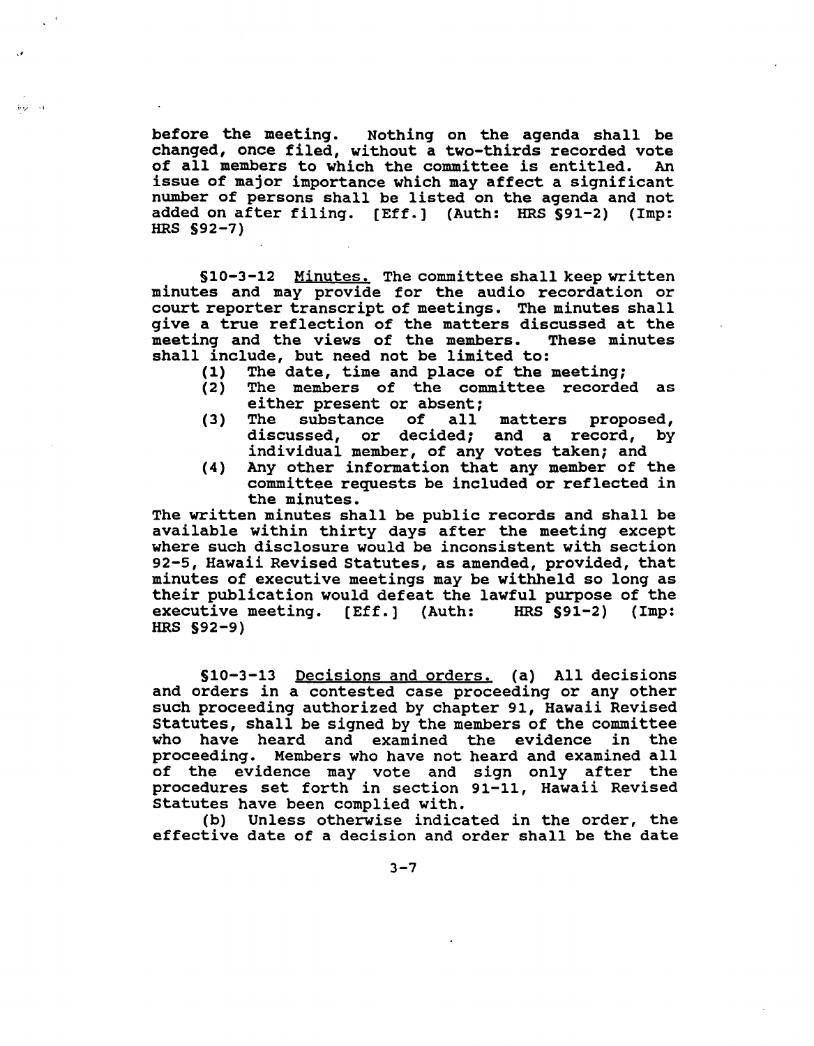before the meeting. Nothing on the agenda shall be changed, once filed, without a two-thirds recorded vote of all members to which the committee is entitled. An issue of major importance which may affect a significant number of persons shall be listed on the agenda and not added on after filing. [Eff.] (Auth: HRS §91-2) (Imp: HRS §92-7)

§10-3-12 Minutes. The committee shall keep written minutes and may provide for the audio recordation or court reporter transcript of meetings. The minutes shall give a true reflection of the matters discussed at the meeting and the views of the members. These minutes shall include, but need not be limited to:

(1) The date, time and place of the meeting;
(2) The members of the committee recorded as either present or absent;
(3) The substance of all matters proposed, discussed, or decided; and a record, by individual member, of any votes taken; and
(4) Any other information that any member of the committee requests be included or reflected in the minutes.

The written minutes shall be public records and shall be available within thirty days after the meeting except where such disclosure would be inconsistent with section 92-5, Hawaii Revised Statutes, as amended, provided, that minutes of executive meetings may be withheld so long as their publication would defeat the lawful purpose of the executive meeting. [Eff.] (Auth: HRS §91-2) (Imp: HRS §92-9)

§10-3-13 Decisions and orders. (a) All decisions and orders in a contested case proceeding or any other such proceeding authorized by chapter 91, Hawaii Revised Statutes, shall be signed by the members of the committee who have heard and examined the evidence in the proceeding. Members who have not heard and examined all of the evidence may vote and sign only after the procedures set forth in section 91-11, Hawaii Revised Statutes have been complied with.

(b) Unless otherwise indicated in the order, the effective date of a decision and order shall be the date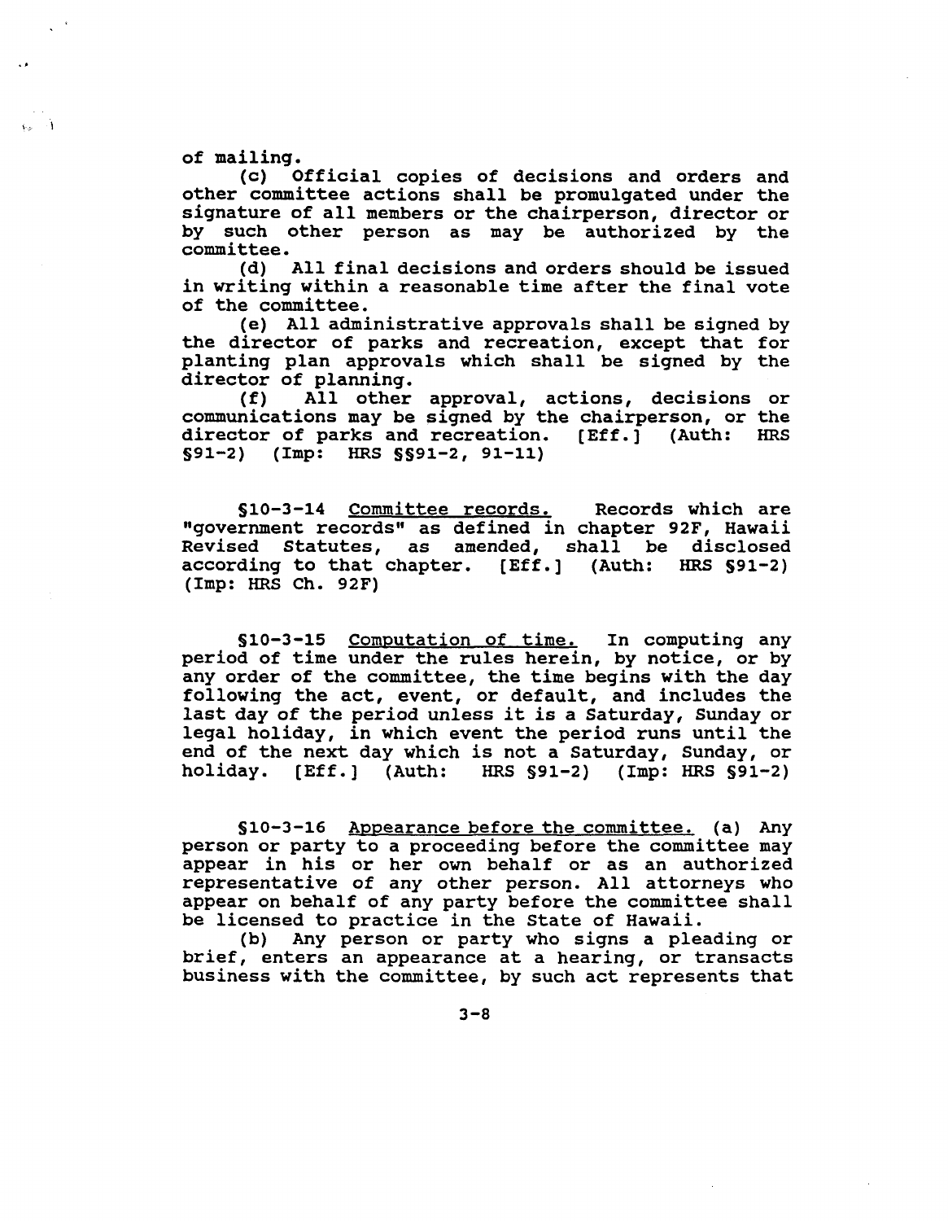of mailing.

(c) Official copies of decisions and orders and other committee actions shall be promulgated under the signature of all members or the chairperson, director or by such other person as may be authorized by the committee.

(d) All final decisions and orders should be issued in writing within a reasonable time after the final vote of the committee.

(e) All administrative approvals shall be signed by the director of parks and recreation, except that for planting plan approvals which shall be signed by the director of planning.

(f) All other approval, actions, decisions or communications may be signed by the chairperson, or the director of parks and recreation. [Eff.] (Auth: HRS §91-2) (Imp: HRS §§91-2, 91-11)

§10-3-14 Committee records. Records which are "government records" as defined in chapter 92F, Hawaii Revised Statutes, as amended, shall be disclosed according to that chapter. [Eff.] (Auth: HRS §91-2) (Imp: HRS Ch. 92F)

§10-3-15 Computation of time. In computing any period of time under the rules herein, by notice, or by any order of the committee, the time begins with the day following the act, event, or default, and includes the last day of the period unless it is a Saturday, Sunday or legal holiday, in which event the period runs until the end of the next day which is not a Saturday, Sunday, or holiday. [Eff.] (Auth: HRS §91-2) (Imp: HRS §91-2)

§10-3-16 Appearance before the committee. (a) Any person or party to a proceeding before the committee may appear in his or her own behalf or as an authorized representative of any other person. All attorneys who appear on behalf of any party before the committee shall be licensed to practice in the State of Hawaii.

(b) Any person or party who signs a pleading or brief, enters an appearance at a hearing, or transacts business with the committee, by such act represents that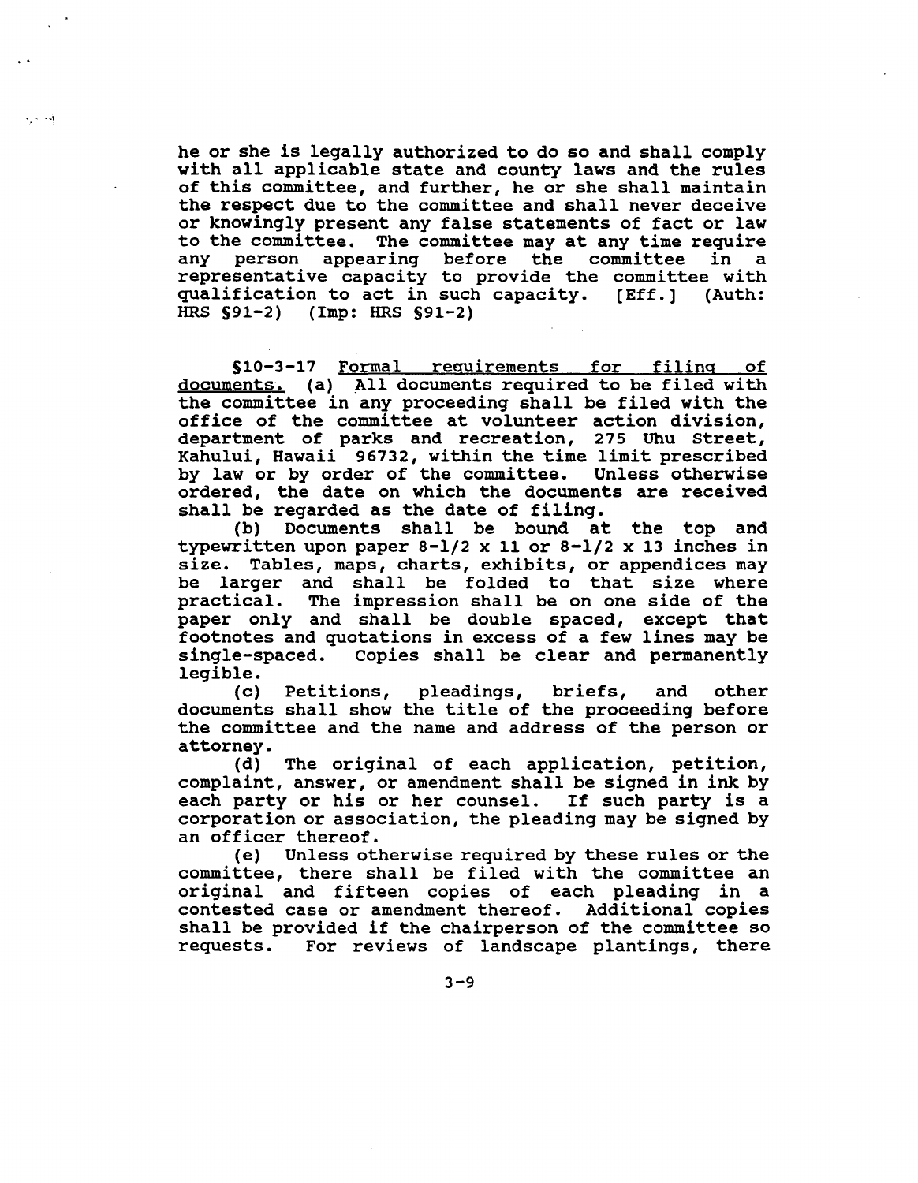he or she is legally authorized to do so and shall comply with all applicable state and county laws and the rules of this committee, and further, he or she shall maintain the respect due to the committee and shall never deceive or knowingly present any false statements of fact or law to the committee. The committee may at any time require any person appearing before the committee in a representative capacity to provide the committee with qualification to act in such capacity. [Eff.] (Auth: HRS §91-2) (Imp: HRS §91-2)

§10-3-17 Formal requirements for filing of documents. (a) All documents required to be filed with the committee in any proceeding shall be filed with the office of the committee at volunteer action division, department of parks and recreation, 275 Uhu Street, Kahului, Hawaii 96732, within the time limit prescribed by law or by order of the committee. Unless otherwise ordered, the date on which the documents are received shall be regarded as the date of filing.

(b) Documents shall be bound at the top and typewritten upon paper 8-1/2 x 11 or 8-1/2 x 13 inches in size. Tables, maps, charts, exhibits, or appendices may be larger and shall be folded to that size where practical. The impression shall be on one side of the paper only and shall be double spaced, except that footnotes and quotations in excess of a few lines may be single-spaced. Copies shall be clear and permanently legible.

(c) Petitions, pleadings, briefs, and other documents shall show the title of the proceeding before the committee and the name and address of the person or attorney.

(d) The original of each application, petition, complaint, answer, or amendment shall be signed in ink by each party or his or her counsel. If such party is a corporation or association, the pleading may be signed by an officer thereof.

(e) Unless otherwise required by these rules or the committee, there shall be filed with the committee an original and fifteen copies of each pleading in a contested case or amendment thereof. Additional copies shall be provided if the chairperson of the committee so requests. For reviews of landscape plantings, there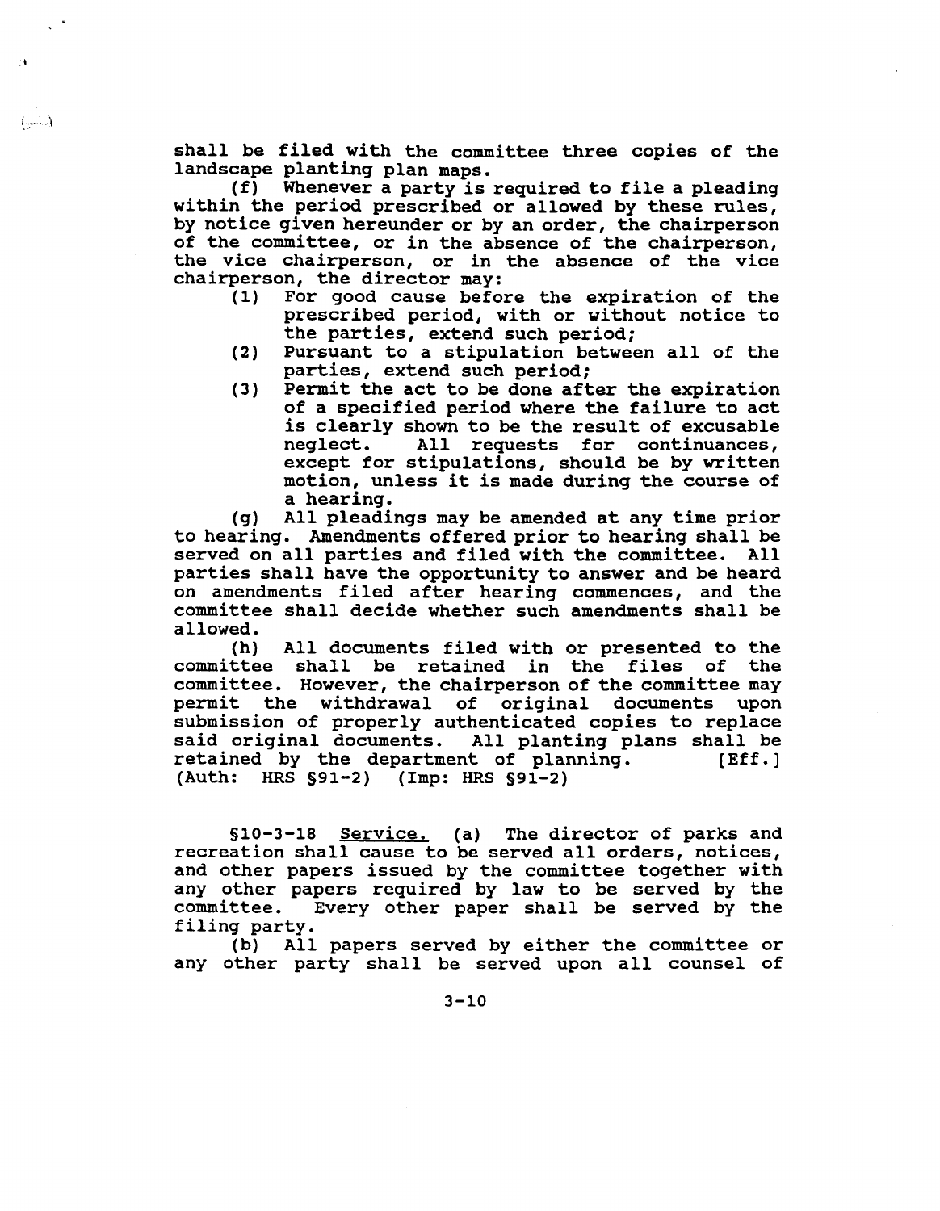shall be filed with the committee three copies of the landscape planting plan maps.

(f) Whenever a party is required to file a pleading within the period prescribed or allowed by these rules, by notice given hereunder or by an order, the chairperson of the committee, or in the absence of the chairperson, the vice chairperson, or in the absence of the vice chairperson, the director may:

(1) For good cause before the expiration of the prescribed period, with or without notice to the parties, extend such period;
(2) Pursuant to a stipulation between all of the parties, extend such period;
(3) Permit the act to be done after the expiration of a specified period where the failure to act is clearly shown to be the result of excusable neglect. All requests for continuances, except for stipulations, should be by written motion, unless it is made during the course of a hearing.

(g) All pleadings may be amended at any time prior to hearing. Amendments offered prior to hearing shall be served on all parties and filed with the committee. All parties shall have the opportunity to answer and be heard on amendments filed after hearing commences, and the committee shall decide whether such amendments shall be allowed.

(h) All documents filed with or presented to the committee shall be retained in the files of the committee. However, the chairperson of the committee may permit the withdrawal of original documents upon submission of properly authenticated copies to replace said original documents. All planting plans shall be retained by the department of planning. [Eff.] (Auth: HRS §91-2) (Imp: HRS §91-2)

§10-3-18 Service. (a) The director of parks and recreation shall cause to be served all orders, notices, and other papers issued by the committee together with any other papers required by law to be served by the committee. Every other paper shall be served by the filing party.

(b) All papers served by either the committee or any other party shall be served upon all counsel of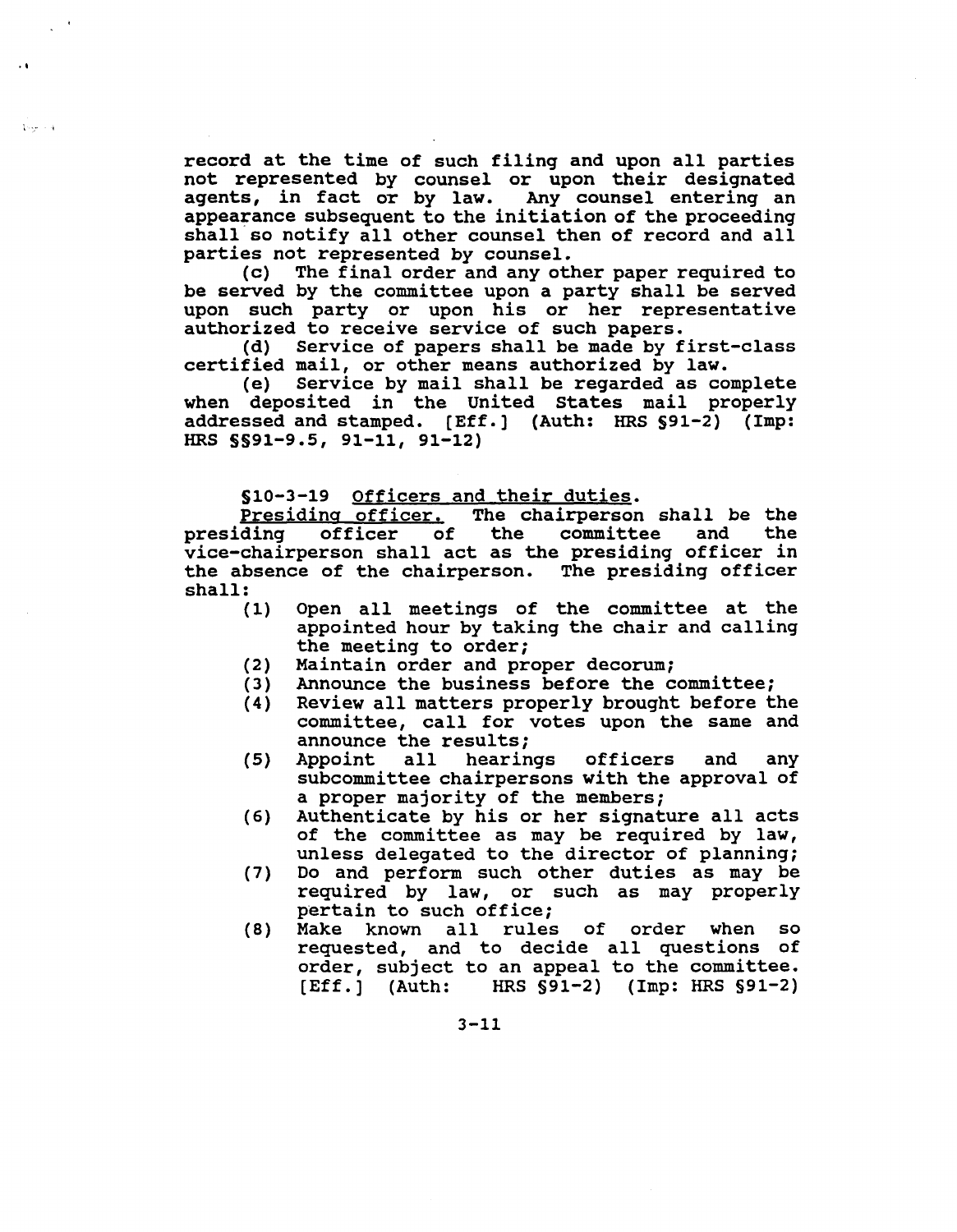record at the time of such filing and upon all parties not represented by counsel or upon their designated agents, in fact or by law. Any counsel entering an appearance subsequent to the initiation of the proceeding shall so notify all other counsel then of record and all parties not represented by counsel.

(c) The final order and any other paper required to be served by the committee upon a party shall be served upon such party or upon his or her representative authorized to receive service of such papers.

(d) Service of papers shall be made by first-class certified mail, or other means authorized by law.

(e) Service by mail shall be regarded as complete when deposited in the United States mail properly addressed and stamped. [Eff.] (Auth: HRS §91-2) (Imp: HRS §§91-9.5, 91-11, 91-12)

§10-3-19 <u>Officers and their duties</u>.

<u>Presiding officer.</u> The chairperson shall be the presiding officer of the committee and the vice-chairperson shall act as the presiding officer in the absence of the chairperson. The presiding officer shall:

(1) Open all meetings of the committee at the appointed hour by taking the chair and calling the meeting to order;

(2) Maintain order and proper decorum;

(3) Announce the business before the committee;

(4) Review all matters properly brought before the committee, call for votes upon the same and announce the results;

(5) Appoint all hearings officers and any subcommittee chairpersons with the approval of a proper majority of the members;

(6) Authenticate by his or her signature all acts of the committee as may be required by law, unless delegated to the director of planning;

(7) Do and perform such other duties as may be required by law, or such as may properly pertain to such office;

(8) Make known all rules of order when so requested, and to decide all questions of order, subject to an appeal to the committee. [Eff.] (Auth: HRS §91-2) (Imp: HRS §91-2)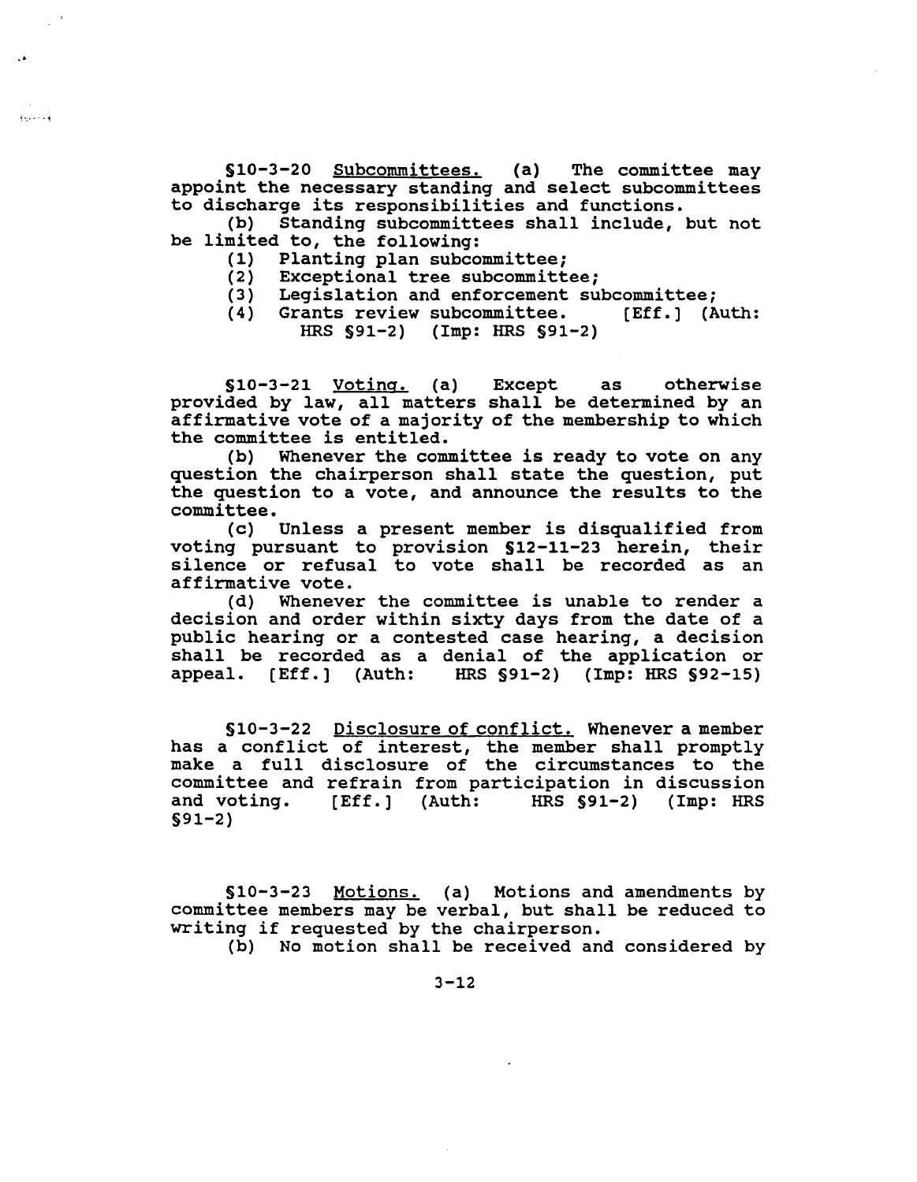§10-3-20 Subcommittees. (a) The committee may appoint the necessary standing and select subcommittees to discharge its responsibilities and functions.

(b) Standing subcommittees shall include, but not be limited to, the following:

(1) Planting plan subcommittee;
(2) Exceptional tree subcommittee;
(3) Legislation and enforcement subcommittee;
(4) Grants review subcommittee. [Eff.] (Auth: HRS §91-2) (Imp: HRS §91-2)

§10-3-21 Voting. (a) Except as otherwise provided by law, all matters shall be determined by an affirmative vote of a majority of the membership to which the committee is entitled.

(b) Whenever the committee is ready to vote on any question the chairperson shall state the question, put the question to a vote, and announce the results to the committee.

(c) Unless a present member is disqualified from voting pursuant to provision §12-11-23 herein, their silence or refusal to vote shall be recorded as an affirmative vote.

(d) Whenever the committee is unable to render a decision and order within sixty days from the date of a public hearing or a contested case hearing, a decision shall be recorded as a denial of the application or appeal. [Eff.] (Auth: HRS §91-2) (Imp: HRS §92-15)

§10-3-22 Disclosure of conflict. Whenever a member has a conflict of interest, the member shall promptly make a full disclosure of the circumstances to the committee and refrain from participation in discussion and voting. [Eff.] (Auth: HRS §91-2) (Imp: HRS §91-2)

§10-3-23 Motions. (a) Motions and amendments by committee members may be verbal, but shall be reduced to writing if requested by the chairperson.

(b) No motion shall be received and considered by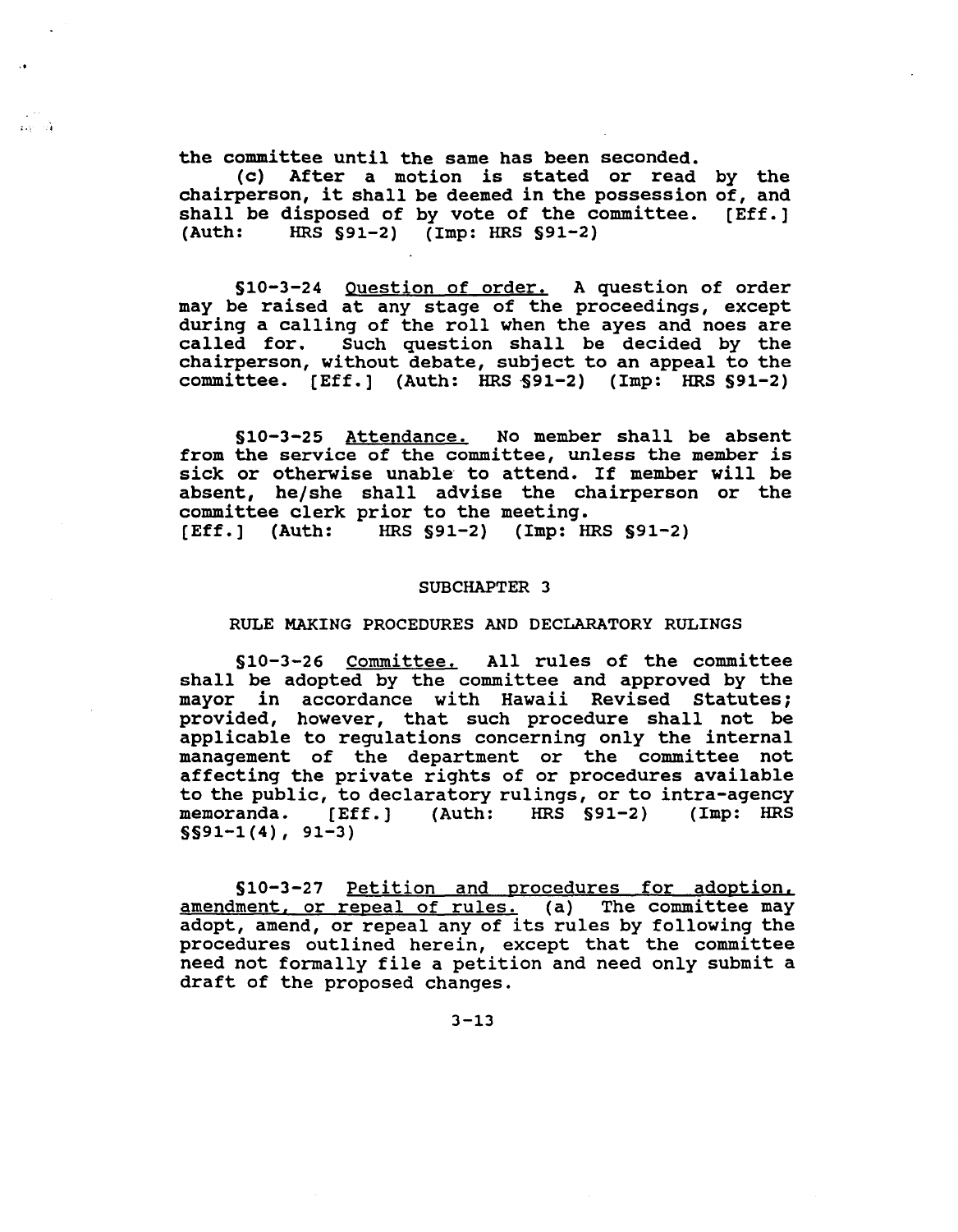the committee until the same has been seconded.

(c) After a motion is stated or read by the chairperson, it shall be deemed in the possession of, and shall be disposed of by vote of the committee. [Eff.] (Auth: HRS §91-2) (Imp: HRS §91-2)

§10-3-24 Question of order. A question of order may be raised at any stage of the proceedings, except during a calling of the roll when the ayes and noes are called for. Such question shall be decided by the chairperson, without debate, subject to an appeal to the committee. [Eff.] (Auth: HRS §91-2) (Imp: HRS §91-2)

§10-3-25 Attendance. No member shall be absent from the service of the committee, unless the member is sick or otherwise unable to attend. If member will be absent, he/she shall advise the chairperson or the committee clerk prior to the meeting. [Eff.] (Auth: HRS §91-2) (Imp: HRS §91-2)

## SUBCHAPTER 3

## RULE MAKING PROCEDURES AND DECLARATORY RULINGS

§10-3-26 Committee. All rules of the committee shall be adopted by the committee and approved by the mayor in accordance with Hawaii Revised Statutes; provided, however, that such procedure shall not be applicable to regulations concerning only the internal management of the department or the committee not affecting the private rights of or procedures available to the public, to declaratory rulings, or to intra-agency memoranda. [Eff.] (Auth: HRS §91-2) (Imp: HRS §§91-1(4), 91-3)

§10-3-27 Petition and procedures for adoption, amendment, or repeal of rules. (a) The committee may adopt, amend, or repeal any of its rules by following the procedures outlined herein, except that the committee need not formally file a petition and need only submit a draft of the proposed changes.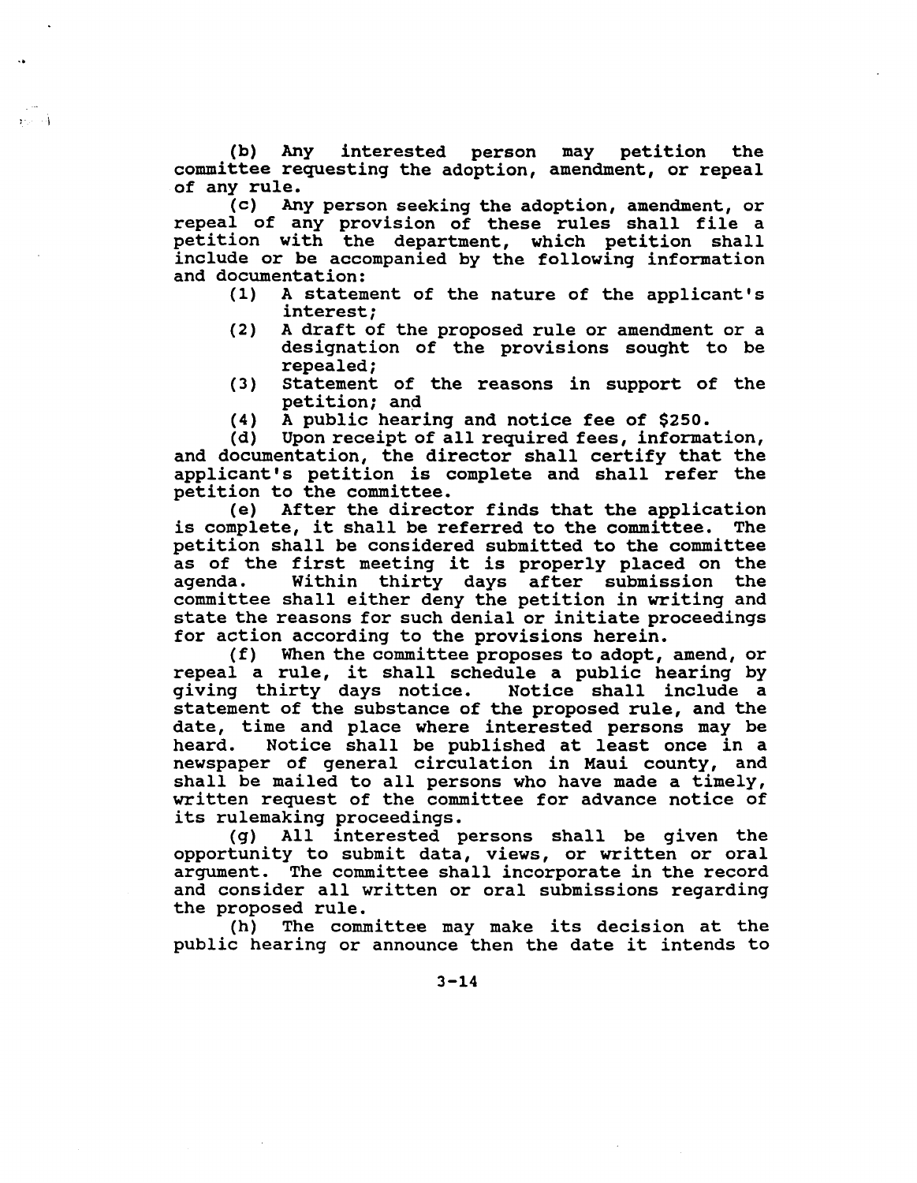(b) Any interested person may petition the committee requesting the adoption, amendment, or repeal of any rule.

(c) Any person seeking the adoption, amendment, or repeal of any provision of these rules shall file a petition with the department, which petition shall include or be accompanied by the following information and documentation:

(1) A statement of the nature of the applicant's interest;
(2) A draft of the proposed rule or amendment or a designation of the provisions sought to be repealed;
(3) Statement of the reasons in support of the petition; and
(4) A public hearing and notice fee of $250.

(d) Upon receipt of all required fees, information, and documentation, the director shall certify that the applicant's petition is complete and shall refer the petition to the committee.

(e) After the director finds that the application is complete, it shall be referred to the committee. The petition shall be considered submitted to the committee as of the first meeting it is properly placed on the agenda. Within thirty days after submission the committee shall either deny the petition in writing and state the reasons for such denial or initiate proceedings for action according to the provisions herein.

(f) When the committee proposes to adopt, amend, or repeal a rule, it shall schedule a public hearing by giving thirty days notice. Notice shall include a statement of the substance of the proposed rule, and the date, time and place where interested persons may be heard. Notice shall be published at least once in a newspaper of general circulation in Maui county, and shall be mailed to all persons who have made a timely, written request of the committee for advance notice of its rulemaking proceedings.

(g) All interested persons shall be given the opportunity to submit data, views, or written or oral argument. The committee shall incorporate in the record and consider all written or oral submissions regarding the proposed rule.

(h) The committee may make its decision at the public hearing or announce then the date it intends to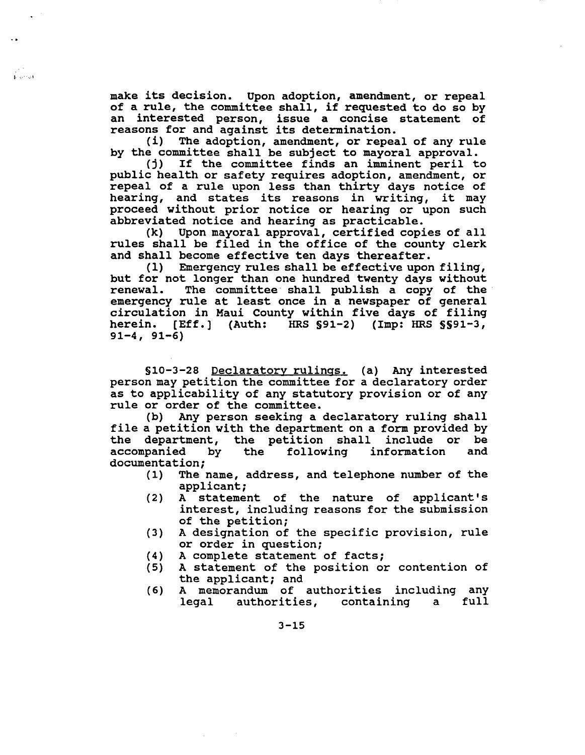make its decision. Upon adoption, amendment, or repeal of a rule, the committee shall, if requested to do so by an interested person, issue a concise statement of reasons for and against its determination.

(i) The adoption, amendment, or repeal of any rule by the committee shall be subject to mayoral approval.

(j) If the committee finds an imminent peril to public health or safety requires adoption, amendment, or repeal of a rule upon less than thirty days notice of hearing, and states its reasons in writing, it may proceed without prior notice or hearing or upon such abbreviated notice and hearing as practicable.

(k) Upon mayoral approval, certified copies of all rules shall be filed in the office of the county clerk and shall become effective ten days thereafter.

(l) Emergency rules shall be effective upon filing, but for not longer than one hundred twenty days without renewal. The committee shall publish a copy of the emergency rule at least once in a newspaper of general circulation in Maui County within five days of filing herein. [Eff.] (Auth: HRS §91-2) (Imp: HRS §§91-3, 91-4, 91-6)

§10-3-28 <u>Declaratory rulings.</u> (a) Any interested person may petition the committee for a declaratory order as to applicability of any statutory provision or of any rule or order of the committee.

(b) Any person seeking a declaratory ruling shall file a petition with the department on a form provided by the department, the petition shall include or be accompanied by the following information and documentation;

(1) The name, address, and telephone number of the applicant;
(2) A statement of the nature of applicant's interest, including reasons for the submission of the petition;
(3) A designation of the specific provision, rule or order in question;
(4) A complete statement of facts;
(5) A statement of the position or contention of the applicant; and
(6) A memorandum of authorities including any legal authorities, containing a full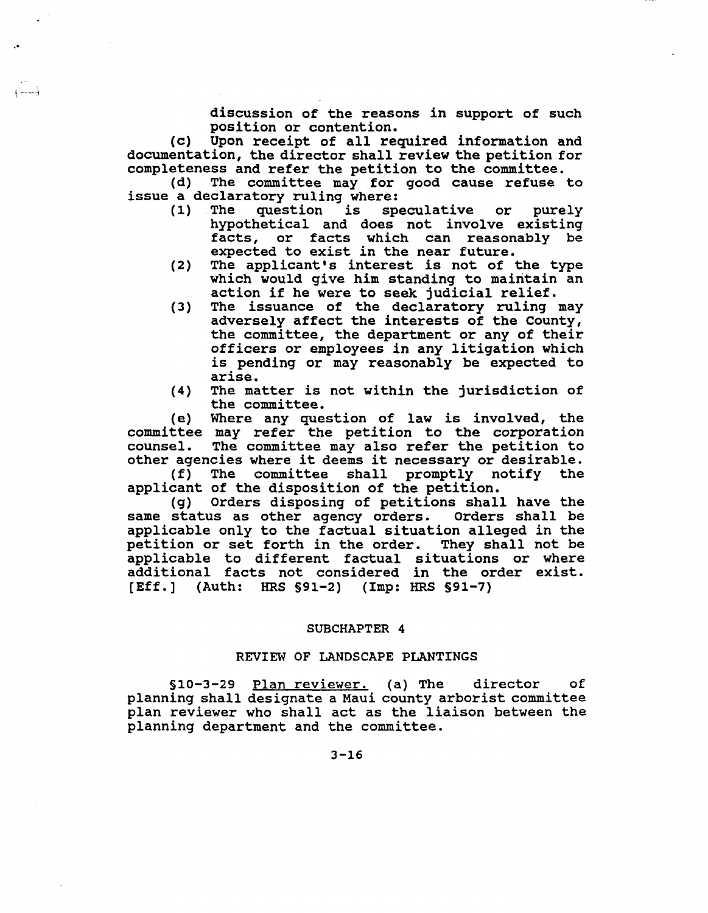discussion of the reasons in support of such position or contention.

(c) Upon receipt of all required information and documentation, the director shall review the petition for completeness and refer the petition to the committee.

(d) The committee may for good cause refuse to issue a declaratory ruling where:

(1) The question is speculative or purely hypothetical and does not involve existing facts, or facts which can reasonably be expected to exist in the near future.

(2) The applicant's interest is not of the type which would give him standing to maintain an action if he were to seek judicial relief.

(3) The issuance of the declaratory ruling may adversely affect the interests of the County, the committee, the department or any of their officers or employees in any litigation which is pending or may reasonably be expected to arise.

(4) The matter is not within the jurisdiction of the committee.

(e) Where any question of law is involved, the committee may refer the petition to the corporation counsel. The committee may also refer the petition to other agencies where it deems it necessary or desirable.

(f) The committee shall promptly notify the applicant of the disposition of the petition.

(g) Orders disposing of petitions shall have the same status as other agency orders. Orders shall be applicable only to the factual situation alleged in the petition or set forth in the order. They shall not be applicable to different factual situations or where additional facts not considered in the order exist. [Eff.] (Auth: HRS §91-2) (Imp: HRS §91-7)

## SUBCHAPTER 4

## REVIEW OF LANDSCAPE PLANTINGS

§10-3-29 Plan reviewer. (a) The director of planning shall designate a Maui county arborist committee plan reviewer who shall act as the liaison between the planning department and the committee.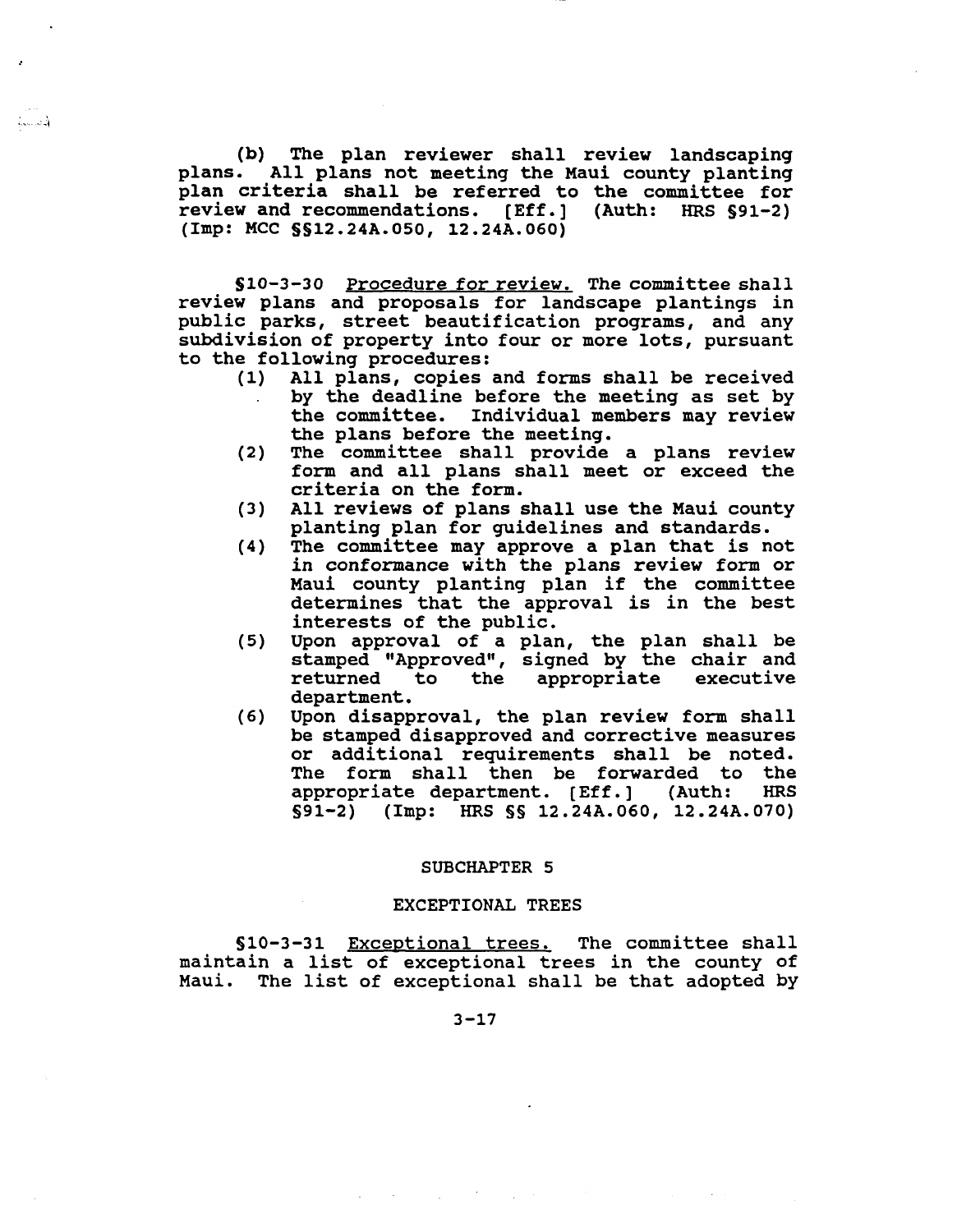(b) The plan reviewer shall review landscaping plans. All plans not meeting the Maui county planting plan criteria shall be referred to the committee for review and recommendations. [Eff.] (Auth: HRS §91-2) (Imp: MCC §§12.24A.050, 12.24A.060)

§10-3-30 Procedure for review. The committee shall review plans and proposals for landscape plantings in public parks, street beautification programs, and any subdivision of property into four or more lots, pursuant to the following procedures:

(1) All plans, copies and forms shall be received by the deadline before the meeting as set by the committee. Individual members may review the plans before the meeting.
(2) The committee shall provide a plans review form and all plans shall meet or exceed the criteria on the form.
(3) All reviews of plans shall use the Maui county planting plan for guidelines and standards.
(4) The committee may approve a plan that is not in conformance with the plans review form or Maui county planting plan if the committee determines that the approval is in the best interests of the public.
(5) Upon approval of a plan, the plan shall be stamped "Approved", signed by the chair and returned to the appropriate executive department.
(6) Upon disapproval, the plan review form shall be stamped disapproved and corrective measures or additional requirements shall be noted. The form shall then be forwarded to the appropriate department. [Eff.] (Auth: HRS §91-2) (Imp: HRS §§ 12.24A.060, 12.24A.070)

## SUBCHAPTER 5

## EXCEPTIONAL TREES

§10-3-31 Exceptional trees. The committee shall maintain a list of exceptional trees in the county of Maui. The list of exceptional shall be that adopted by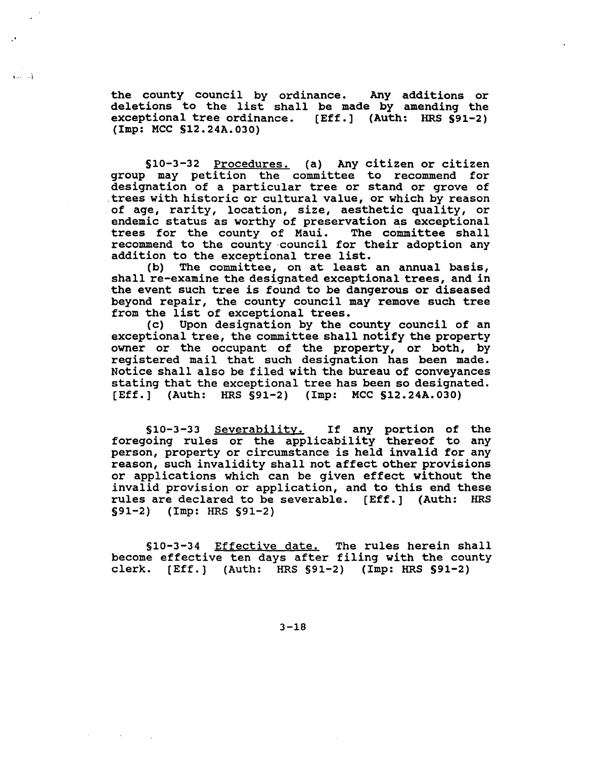the county council by ordinance. Any additions or deletions to the list shall be made by amending the exceptional tree ordinance. [Eff.] (Auth: HRS §91-2) (Imp: MCC §12.24A.030)

§10-3-32 Procedures. (a) Any citizen or citizen group may petition the committee to recommend for designation of a particular tree or stand or grove of trees with historic or cultural value, or which by reason of age, rarity, location, size, aesthetic quality, or endemic status as worthy of preservation as exceptional trees for the county of Maui. The committee shall recommend to the county council for their adoption any addition to the exceptional tree list.

(b) The committee, on at least an annual basis, shall re-examine the designated exceptional trees, and in the event such tree is found to be dangerous or diseased beyond repair, the county council may remove such tree from the list of exceptional trees.

(c) Upon designation by the county council of an exceptional tree, the committee shall notify the property owner or the occupant of the property, or both, by registered mail that such designation has been made. Notice shall also be filed with the bureau of conveyances stating that the exceptional tree has been so designated. [Eff.] (Auth: HRS §91-2) (Imp: MCC §12.24A.030)

§10-3-33 Severability. If any portion of the foregoing rules or the applicability thereof to any person, property or circumstance is held invalid for any reason, such invalidity shall not affect other provisions or applications which can be given effect without the invalid provision or application, and to this end these rules are declared to be severable. [Eff.] (Auth: HRS §91-2) (Imp: HRS §91-2)

§10-3-34 Effective date. The rules herein shall become effective ten days after filing with the county clerk. [Eff.] (Auth: HRS §91-2) (Imp: HRS §91-2)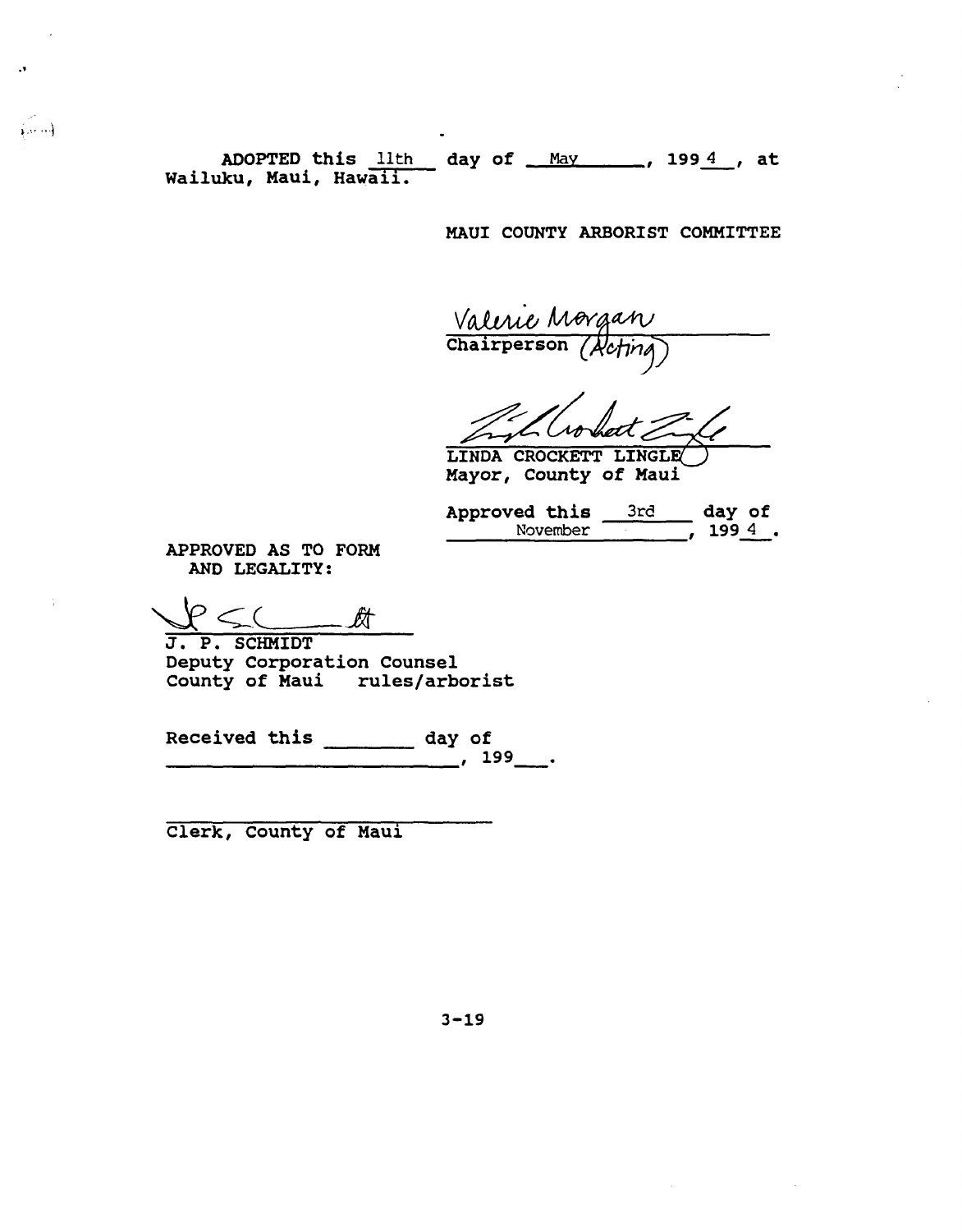ADOPTED this 11th day of May, 1994, at Wailuku, Maui, Hawaii.

MAUI COUNTY ARBORIST COMMITTEE

Valerie Morgan
Chairperson (Acting)

Linda Crockett Lingle
LINDA CROCKETT LINGLE
Mayor, County of Maui

Approved this 3rd day of November, 1994.

APPROVED AS TO FORM
AND LEGALITY:

J. P. SCHMIDT
Deputy Corporation Counsel
County of Maui rules/arborist

Received this _______ day of
________________________, 199___.

______________________________
Clerk, County of Maui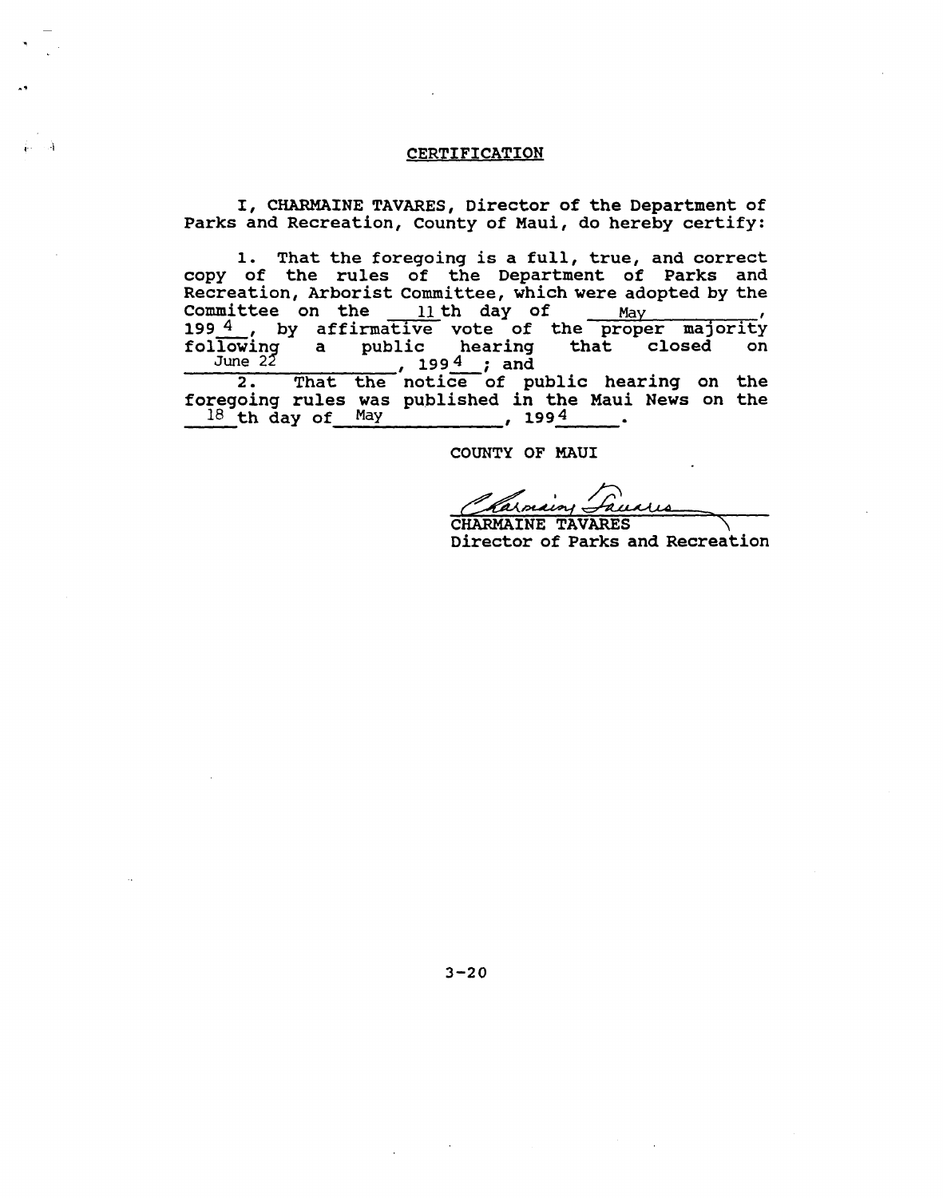## CERTIFICATION

I, CHARMAINE TAVARES, Director of the Department of Parks and Recreation, County of Maui, do hereby certify:

1. That the foregoing is a full, true, and correct copy of the rules of the Department of Parks and Recreation, Arborist Committee, which were adopted by the Committee on the 11th day of May, 1994, by affirmative vote of the proper majority following a public hearing that closed on June 22, 1994; and

2. That the notice of public hearing on the foregoing rules was published in the Maui News on the 18th day of May, 1994.

COUNTY OF MAUI

Charmaine Tavares

CHARMAINE TAVARES
Director of Parks and Recreation